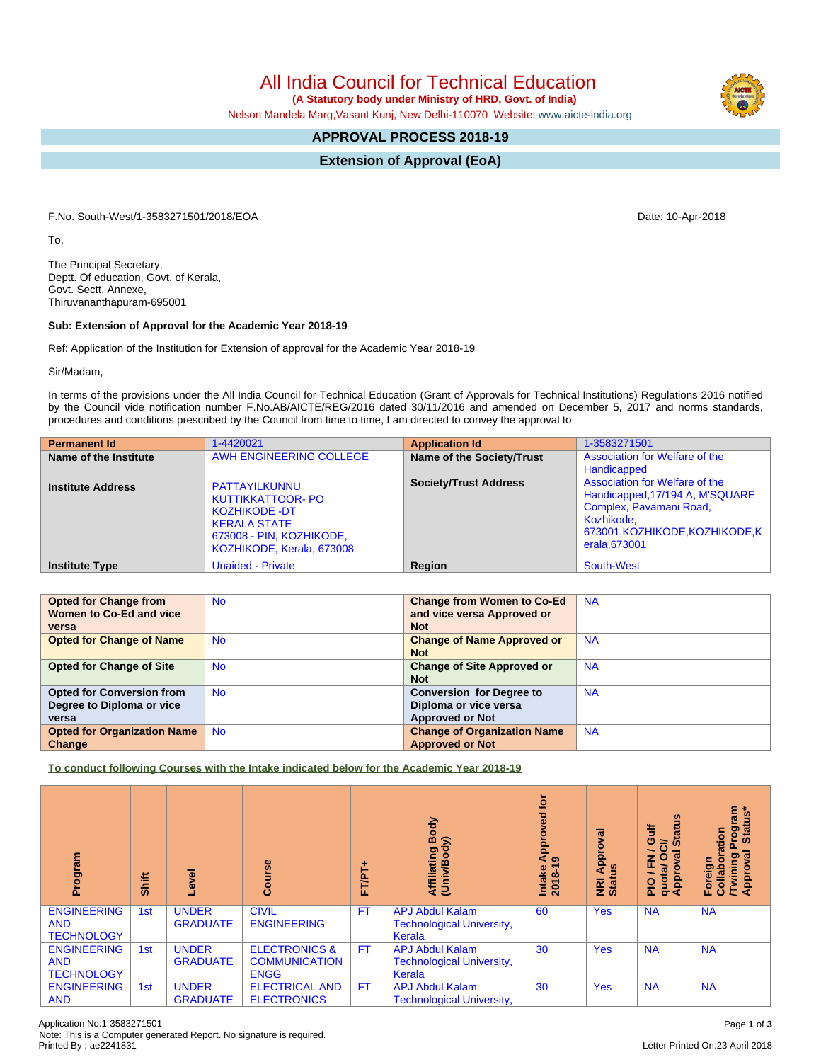# All India Council for Technical Education

**(A Statutory body under Ministry of HRD, Govt. of India)**

Nelson Mandela Marg,Vasant Kunj, New Delhi-110070 Website: www.aicte-india.org

## APPROVAL PROCESS 2018-19

## Extension of Approval (EoA)

F.No. South-West/1-3583271501/2018/EOA

Date: 10-Apr-2018

To,

The Principal Secretary,
Deptt. Of education, Govt. of Kerala,
Govt. Sectt. Annexe,
Thiruvananthapuram-695001

**Sub: Extension of Approval for the Academic Year 2018-19**

Ref: Application of the Institution for Extension of approval for the Academic Year 2018-19

Sir/Madam,

In terms of the provisions under the All India Council for Technical Education (Grant of Approvals for Technical Institutions) Regulations 2016 notified by the Council vide notification number F.No.AB/AICTE/REG/2016 dated 30/11/2016 and amended on December 5, 2017 and norms standards, procedures and conditions prescribed by the Council from time to time, I am directed to convey the approval to

| **Permanent Id** | 1-4420021 | **Application Id** | 1-3583271501 |
|---|---|---|---|
| **Name of the Institute** | AWH ENGINEERING COLLEGE | **Name of the Society/Trust** | Association for Welfare of the Handicapped |
| **Institute Address** | PATTAYILKUNNU KUTTIKKATTOOR- PO KOZHIKODE -DT KERALA STATE 673008 - PIN, KOZHIKODE, KOZHIKODE, Kerala, 673008 | **Society/Trust Address** | Association for Welfare of the Handicapped,17/194 A, M'SQUARE Complex, Pavamani Road, Kozhikode, 673001,KOZHIKODE,KOZHIKODE,Kerala,673001 |
| **Institute Type** | Unaided - Private | **Region** | South-West |

| **Opted for Change from Women to Co-Ed and vice versa** | No | **Change from Women to Co-Ed and vice versa Approved or Not** | NA |
|---|---|---|---|
| **Opted for Change of Name** | No | **Change of Name Approved or Not** | NA |
| **Opted for Change of Site** | No | **Change of Site Approved or Not** | NA |
| **Opted for Conversion from Degree to Diploma or vice versa** | No | **Conversion for Degree to Diploma or vice versa Approved or Not** | NA |
| **Opted for Organization Name Change** | No | **Change of Organization Name Approved or Not** | NA |

**To conduct following Courses with the Intake indicated below for the Academic Year 2018-19**

| Program | Shift | Level | Course | FT/PT+ | Affiliating Body (Univ/Body) | Intake Approved for 2018-19 | NRI Approval Status | PIO / FN / Gulf quota/ OCI/ Approval Status | Foreign Collaboration /Twining Program Approval Status* |
|---|---|---|---|---|---|---|---|---|---|
| ENGINEERING AND TECHNOLOGY | 1st | UNDER GRADUATE | CIVIL ENGINEERING | FT | APJ Abdul Kalam Technological University, Kerala | 60 | Yes | NA | NA |
| ENGINEERING AND TECHNOLOGY | 1st | UNDER GRADUATE | ELECTRONICS & COMMUNICATION ENGG | FT | APJ Abdul Kalam Technological University, Kerala | 30 | Yes | NA | NA |
| ENGINEERING AND | 1st | UNDER GRADUATE | ELECTRICAL AND ELECTRONICS | FT | APJ Abdul Kalam Technological University, | 30 | Yes | NA | NA |

Application No:1-3583271501
Note: This is a Computer generated Report. No signature is required.
Printed By : ae2241831

Letter Printed On:23 April 2018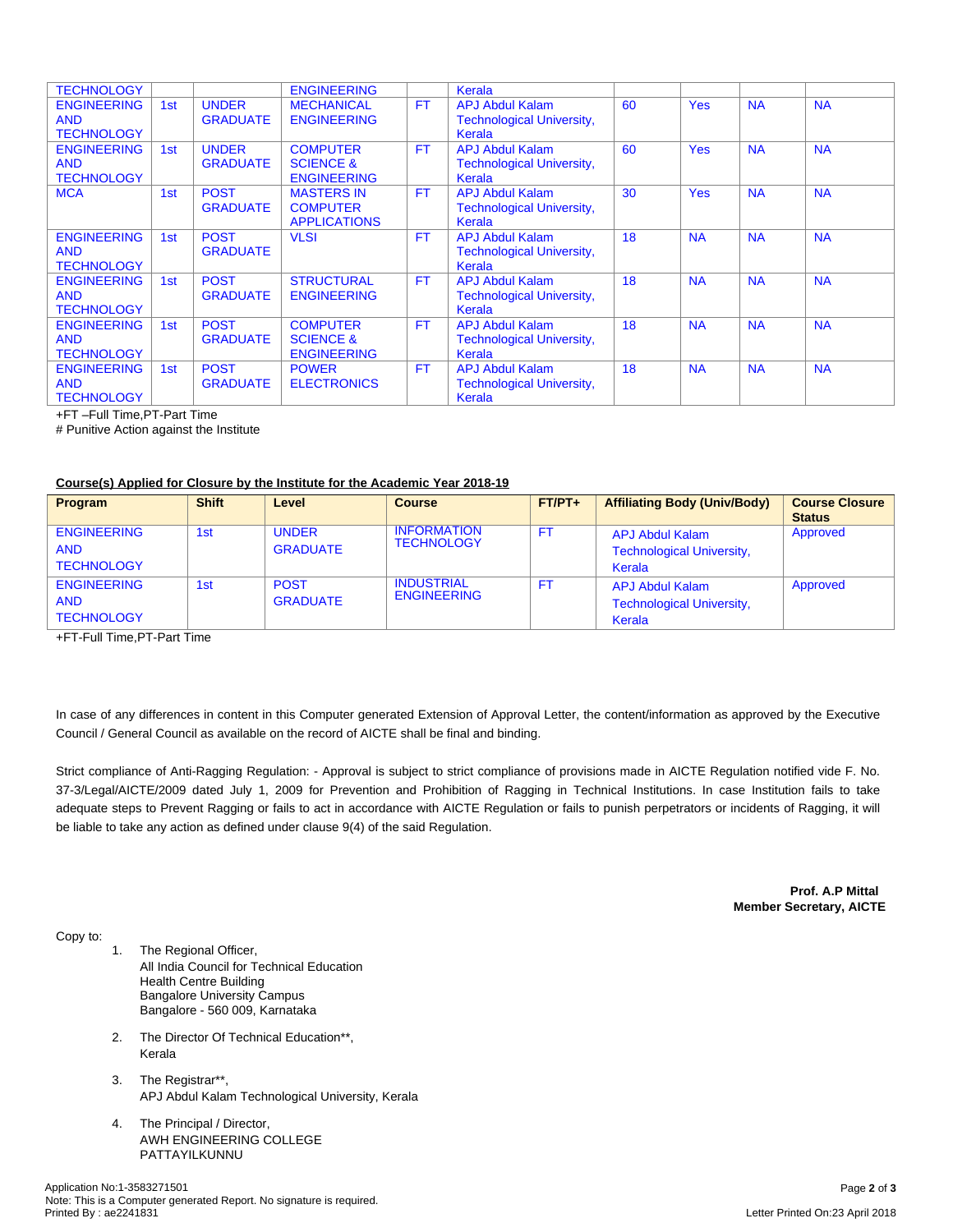| | | | | | | | | | |
|---|---|---|---|---|---|---|---|---|---|
| TECHNOLOGY | | | ENGINEERING | | Kerala | | | | |
| ENGINEERING AND TECHNOLOGY | 1st | UNDER GRADUATE | MECHANICAL ENGINEERING | FT | APJ Abdul Kalam Technological University, Kerala | 60 | Yes | NA | NA |
| ENGINEERING AND TECHNOLOGY | 1st | UNDER GRADUATE | COMPUTER SCIENCE & ENGINEERING | FT | APJ Abdul Kalam Technological University, Kerala | 60 | Yes | NA | NA |
| MCA | 1st | POST GRADUATE | MASTERS IN COMPUTER APPLICATIONS | FT | APJ Abdul Kalam Technological University, Kerala | 30 | Yes | NA | NA |
| ENGINEERING AND TECHNOLOGY | 1st | POST GRADUATE | VLSI | FT | APJ Abdul Kalam Technological University, Kerala | 18 | NA | NA | NA |
| ENGINEERING AND TECHNOLOGY | 1st | POST GRADUATE | STRUCTURAL ENGINEERING | FT | APJ Abdul Kalam Technological University, Kerala | 18 | NA | NA | NA |
| ENGINEERING AND TECHNOLOGY | 1st | POST GRADUATE | COMPUTER SCIENCE & ENGINEERING | FT | APJ Abdul Kalam Technological University, Kerala | 18 | NA | NA | NA |
| ENGINEERING AND TECHNOLOGY | 1st | POST GRADUATE | POWER ELECTRONICS | FT | APJ Abdul Kalam Technological University, Kerala | 18 | NA | NA | NA |

+FT –Full Time,PT-Part Time

# Punitive Action against the Institute

**Course(s) Applied for Closure by the Institute for the Academic Year 2018-19**

| Program | Shift | Level | Course | FT/PT+ | Affiliating Body (Univ/Body) | Course Closure Status |
|---|---|---|---|---|---|---|
| ENGINEERING AND TECHNOLOGY | 1st | UNDER GRADUATE | INFORMATION TECHNOLOGY | FT | APJ Abdul Kalam Technological University, Kerala | Approved |
| ENGINEERING AND TECHNOLOGY | 1st | POST GRADUATE | INDUSTRIAL ENGINEERING | FT | APJ Abdul Kalam Technological University, Kerala | Approved |

+FT-Full Time,PT-Part Time

In case of any differences in content in this Computer generated Extension of Approval Letter, the content/information as approved by the Executive Council / General Council as available on the record of AICTE shall be final and binding.

Strict compliance of Anti-Ragging Regulation: - Approval is subject to strict compliance of provisions made in AICTE Regulation notified vide F. No. 37-3/Legal/AICTE/2009 dated July 1, 2009 for Prevention and Prohibition of Ragging in Technical Institutions. In case Institution fails to take adequate steps to Prevent Ragging or fails to act in accordance with AICTE Regulation or fails to punish perpetrators or incidents of Ragging, it will be liable to take any action as defined under clause 9(4) of the said Regulation.

**Prof. A.P Mittal**
**Member Secretary, AICTE**

Copy to:

1. The Regional Officer,
   All India Council for Technical Education
   Health Centre Building
   Bangalore University Campus
   Bangalore - 560 009, Karnataka

2. The Director Of Technical Education**,
   Kerala

3. The Registrar**,
   APJ Abdul Kalam Technological University, Kerala

4. The Principal / Director,
   AWH ENGINEERING COLLEGE
   PATTAYILKUNNU

Application No:1-3583271501
Note: This is a Computer generated Report. No signature is required.
Printed By : ae2241831

Letter Printed On:23 April 2018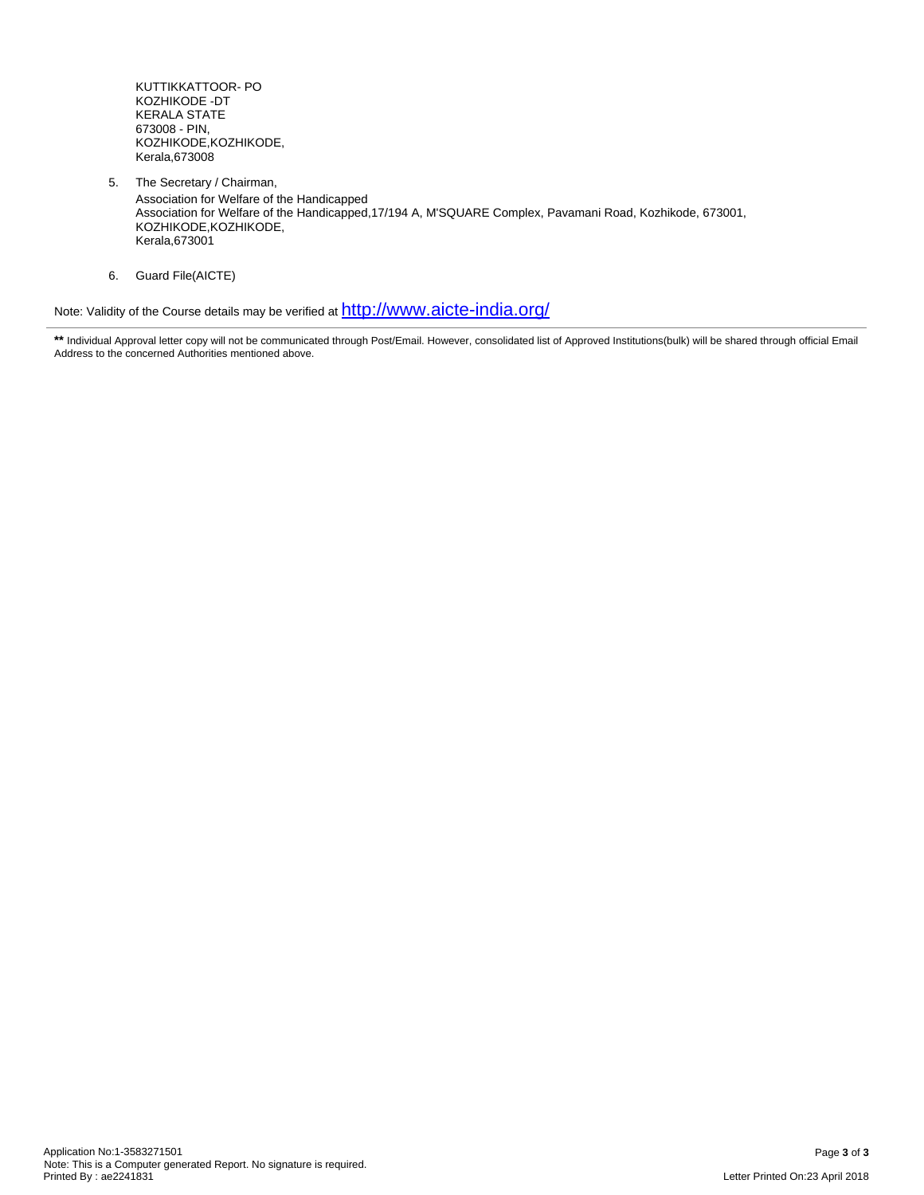KUTTIKKATTOOR- PO
KOZHIKODE -DT
KERALA STATE
673008 - PIN,
KOZHIKODE,KOZHIKODE,
Kerala,673008

5. The Secretary / Chairman,
   Association for Welfare of the Handicapped
   Association for Welfare of the Handicapped,17/194 A, M'SQUARE Complex, Pavamani Road, Kozhikode, 673001,
   KOZHIKODE,KOZHIKODE,
   Kerala,673001

6. Guard File(AICTE)

Note: Validity of the Course details may be verified at http://www.aicte-india.org/

---

**\*\*** Individual Approval letter copy will not be communicated through Post/Email. However, consolidated list of Approved Institutions(bulk) will be shared through official Email Address to the concerned Authorities mentioned above.

Application No:1-3583271501
Note: This is a Computer generated Report. No signature is required.
Printed By : ae2241831

Letter Printed On:23 April 2018